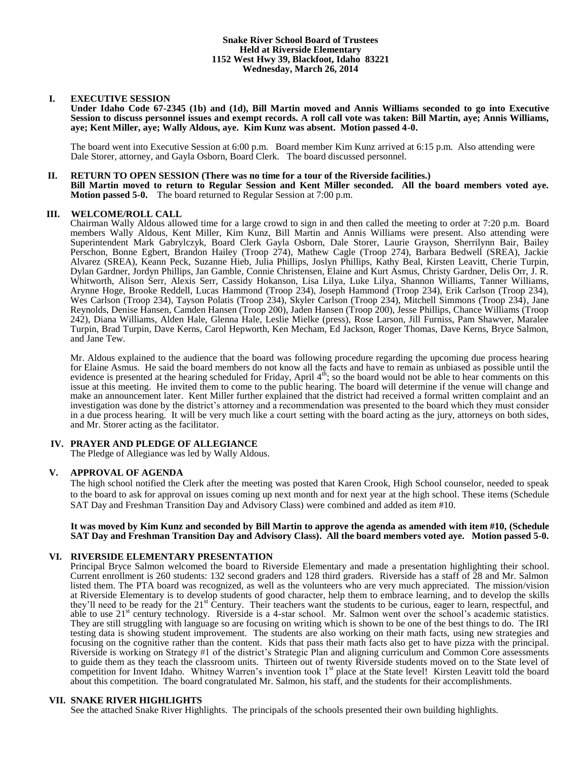**Snake River School Board of Trustees**
**Held at Riverside Elementary**
**1152 West Hwy 39, Blackfoot, Idaho 83221**
**Wednesday, March 26, 2014**

## I. EXECUTIVE SESSION

**Under Idaho Code 67-2345 (1b) and (1d), Bill Martin moved and Annis Williams seconded to go into Executive Session to discuss personnel issues and exempt records. A roll call vote was taken: Bill Martin, aye; Annis Williams, aye; Kent Miller, aye; Wally Aldous, aye. Kim Kunz was absent. Motion passed 4-0.**

The board went into Executive Session at 6:00 p.m. Board member Kim Kunz arrived at 6:15 p.m. Also attending were Dale Storer, attorney, and Gayla Osborn, Board Clerk. The board discussed personnel.

## II. RETURN TO OPEN SESSION (There was no time for a tour of the Riverside facilities.)

**Bill Martin moved to return to Regular Session and Kent Miller seconded. All the board members voted aye. Motion passed 5-0.** The board returned to Regular Session at 7:00 p.m.

## III. WELCOME/ROLL CALL

Chairman Wally Aldous allowed time for a large crowd to sign in and then called the meeting to order at 7:20 p.m. Board members Wally Aldous, Kent Miller, Kim Kunz, Bill Martin and Annis Williams were present. Also attending were Superintendent Mark Gabrylczyk, Board Clerk Gayla Osborn, Dale Storer, Laurie Grayson, Sherrilynn Bair, Bailey Perschon, Bonne Egbert, Brandon Hailey (Troop 274), Mathew Cagle (Troop 274), Barbara Bedwell (SREA), Jackie Alvarez (SREA), Keann Peck, Suzanne Hieb, Julia Phillips, Joslyn Phillips, Kathy Beal, Kirsten Leavitt, Cherie Turpin, Dylan Gardner, Jordyn Phillips, Jan Gamble, Connie Christensen, Elaine and Kurt Asmus, Christy Gardner, Delis Orr, J. R. Whitworth, Alison Serr, Alexis Serr, Cassidy Hokanson, Lisa Lilya, Luke Lilya, Shannon Williams, Tanner Williams, Arynne Hoge, Brooke Reddell, Lucas Hammond (Troop 234), Joseph Hammond (Troop 234), Erik Carlson (Troop 234), Wes Carlson (Troop 234), Tayson Polatis (Troop 234), Skyler Carlson (Troop 234), Mitchell Simmons (Troop 234), Jane Reynolds, Denise Hansen, Camden Hansen (Troop 200), Jaden Hansen (Troop 200), Jesse Phillips, Chance Williams (Troop 242), Diana Williams, Alden Hale, Glenna Hale, Leslie Mielke (press), Rose Larson, Jill Furniss, Pam Shawver, Maralee Turpin, Brad Turpin, Dave Kerns, Carol Hepworth, Ken Mecham, Ed Jackson, Roger Thomas, Dave Kerns, Bryce Salmon, and Jane Tew.

Mr. Aldous explained to the audience that the board was following procedure regarding the upcoming due process hearing for Elaine Asmus. He said the board members do not know all the facts and have to remain as unbiased as possible until the evidence is presented at the hearing scheduled for Friday, April 4th; so the board would not be able to hear comments on this issue at this meeting. He invited them to come to the public hearing. The board will determine if the venue will change and make an announcement later. Kent Miller further explained that the district had received a formal written complaint and an investigation was done by the district's attorney and a recommendation was presented to the board which they must consider in a due process hearing. It will be very much like a court setting with the board acting as the jury, attorneys on both sides, and Mr. Storer acting as the facilitator.

## IV. PRAYER AND PLEDGE OF ALLEGIANCE

The Pledge of Allegiance was led by Wally Aldous.

## V. APPROVAL OF AGENDA

The high school notified the Clerk after the meeting was posted that Karen Crook, High School counselor, needed to speak to the board to ask for approval on issues coming up next month and for next year at the high school. These items (Schedule SAT Day and Freshman Transition Day and Advisory Class) were combined and added as item #10.

**It was moved by Kim Kunz and seconded by Bill Martin to approve the agenda as amended with item #10, (Schedule SAT Day and Freshman Transition Day and Advisory Class). All the board members voted aye. Motion passed 5-0.**

## VI. RIVERSIDE ELEMENTARY PRESENTATION

Principal Bryce Salmon welcomed the board to Riverside Elementary and made a presentation highlighting their school. Current enrollment is 260 students: 132 second graders and 128 third graders. Riverside has a staff of 28 and Mr. Salmon listed them. The PTA board was recognized, as well as the volunteers who are very much appreciated. The mission/vision at Riverside Elementary is to develop students of good character, help them to embrace learning, and to develop the skills they'll need to be ready for the 21st Century. Their teachers want the students to be curious, eager to learn, respectful, and able to use 21st century technology. Riverside is a 4-star school. Mr. Salmon went over the school's academic statistics. They are still struggling with language so are focusing on writing which is shown to be one of the best things to do. The IRI testing data is showing student improvement. The students are also working on their math facts, using new strategies and focusing on the cognitive rather than the content. Kids that pass their math facts also get to have pizza with the principal. Riverside is working on Strategy #1 of the district's Strategic Plan and aligning curriculum and Common Core assessments to guide them as they teach the classroom units. Thirteen out of twenty Riverside students moved on to the State level of competition for Invent Idaho. Whitney Warren's invention took 1st place at the State level! Kirsten Leavitt told the board about this competition. The board congratulated Mr. Salmon, his staff, and the students for their accomplishments.

## VII. SNAKE RIVER HIGHLIGHTS

See the attached Snake River Highlights. The principals of the schools presented their own building highlights.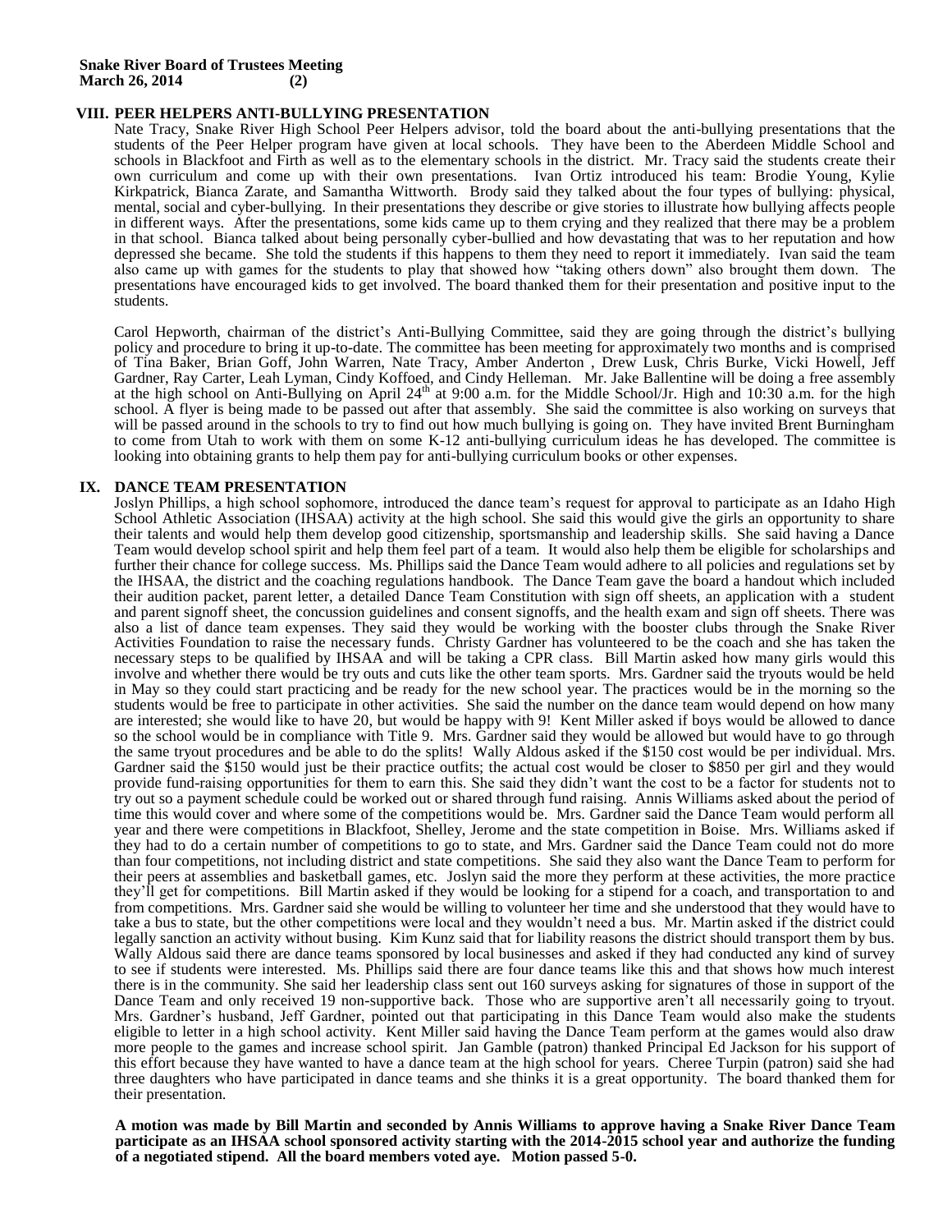## VIII. PEER HELPERS ANTI-BULLYING PRESENTATION

Nate Tracy, Snake River High School Peer Helpers advisor, told the board about the anti-bullying presentations that the students of the Peer Helper program have given at local schools. They have been to the Aberdeen Middle School and schools in Blackfoot and Firth as well as to the elementary schools in the district. Mr. Tracy said the students create their own curriculum and come up with their own presentations. Ivan Ortiz introduced his team: Brodie Young, Kylie Kirkpatrick, Bianca Zarate, and Samantha Wittworth. Brody said they talked about the four types of bullying: physical, mental, social and cyber-bullying. In their presentations they describe or give stories to illustrate how bullying affects people in different ways. After the presentations, some kids came up to them crying and they realized that there may be a problem in that school. Bianca talked about being personally cyber-bullied and how devastating that was to her reputation and how depressed she became. She told the students if this happens to them they need to report it immediately. Ivan said the team also came up with games for the students to play that showed how "taking others down" also brought them down. The presentations have encouraged kids to get involved. The board thanked them for their presentation and positive input to the students.

Carol Hepworth, chairman of the district's Anti-Bullying Committee, said they are going through the district's bullying policy and procedure to bring it up-to-date. The committee has been meeting for approximately two months and is comprised of Tina Baker, Brian Goff, John Warren, Nate Tracy, Amber Anderton , Drew Lusk, Chris Burke, Vicki Howell, Jeff Gardner, Ray Carter, Leah Lyman, Cindy Koffoed, and Cindy Helleman. Mr. Jake Ballentine will be doing a free assembly at the high school on Anti-Bullying on April 24th at 9:00 a.m. for the Middle School/Jr. High and 10:30 a.m. for the high school. A flyer is being made to be passed out after that assembly. She said the committee is also working on surveys that will be passed around in the schools to try to find out how much bullying is going on. They have invited Brent Burningham to come from Utah to work with them on some K-12 anti-bullying curriculum ideas he has developed. The committee is looking into obtaining grants to help them pay for anti-bullying curriculum books or other expenses.

## IX. DANCE TEAM PRESENTATION

Joslyn Phillips, a high school sophomore, introduced the dance team's request for approval to participate as an Idaho High School Athletic Association (IHSAA) activity at the high school. She said this would give the girls an opportunity to share their talents and would help them develop good citizenship, sportsmanship and leadership skills. She said having a Dance Team would develop school spirit and help them feel part of a team. It would also help them be eligible for scholarships and further their chance for college success. Ms. Phillips said the Dance Team would adhere to all policies and regulations set by the IHSAA, the district and the coaching regulations handbook. The Dance Team gave the board a handout which included their audition packet, parent letter, a detailed Dance Team Constitution with sign off sheets, an application with a student and parent signoff sheet, the concussion guidelines and consent signoffs, and the health exam and sign off sheets. There was also a list of dance team expenses. They said they would be working with the booster clubs through the Snake River Activities Foundation to raise the necessary funds. Christy Gardner has volunteered to be the coach and she has taken the necessary steps to be qualified by IHSAA and will be taking a CPR class. Bill Martin asked how many girls would this involve and whether there would be try outs and cuts like the other team sports. Mrs. Gardner said the tryouts would be held in May so they could start practicing and be ready for the new school year. The practices would be in the morning so the students would be free to participate in other activities. She said the number on the dance team would depend on how many are interested; she would like to have 20, but would be happy with 9! Kent Miller asked if boys would be allowed to dance so the school would be in compliance with Title 9. Mrs. Gardner said they would be allowed but would have to go through the same tryout procedures and be able to do the splits! Wally Aldous asked if the $150 cost would be per individual. Mrs. Gardner said the $150 would just be their practice outfits; the actual cost would be closer to $850 per girl and they would provide fund-raising opportunities for them to earn this. She said they didn't want the cost to be a factor for students not to try out so a payment schedule could be worked out or shared through fund raising. Annis Williams asked about the period of time this would cover and where some of the competitions would be. Mrs. Gardner said the Dance Team would perform all year and there were competitions in Blackfoot, Shelley, Jerome and the state competition in Boise. Mrs. Williams asked if they had to do a certain number of competitions to go to state, and Mrs. Gardner said the Dance Team could not do more than four competitions, not including district and state competitions. She said they also want the Dance Team to perform for their peers at assemblies and basketball games, etc. Joslyn said the more they perform at these activities, the more practice they'll get for competitions. Bill Martin asked if they would be looking for a stipend for a coach, and transportation to and from competitions. Mrs. Gardner said she would be willing to volunteer her time and she understood that they would have to take a bus to state, but the other competitions were local and they wouldn't need a bus. Mr. Martin asked if the district could legally sanction an activity without busing. Kim Kunz said that for liability reasons the district should transport them by bus. Wally Aldous said there are dance teams sponsored by local businesses and asked if they had conducted any kind of survey to see if students were interested. Ms. Phillips said there are four dance teams like this and that shows how much interest there is in the community. She said her leadership class sent out 160 surveys asking for signatures of those in support of the Dance Team and only received 19 non-supportive back. Those who are supportive aren't all necessarily going to tryout. Mrs. Gardner's husband, Jeff Gardner, pointed out that participating in this Dance Team would also make the students eligible to letter in a high school activity. Kent Miller said having the Dance Team perform at the games would also draw more people to the games and increase school spirit. Jan Gamble (patron) thanked Principal Ed Jackson for his support of this effort because they have wanted to have a dance team at the high school for years. Cheree Turpin (patron) said she had three daughters who have participated in dance teams and she thinks it is a great opportunity. The board thanked them for their presentation.

**A motion was made by Bill Martin and seconded by Annis Williams to approve having a Snake River Dance Team participate as an IHSAA school sponsored activity starting with the 2014-2015 school year and authorize the funding of a negotiated stipend. All the board members voted aye. Motion passed 5-0.**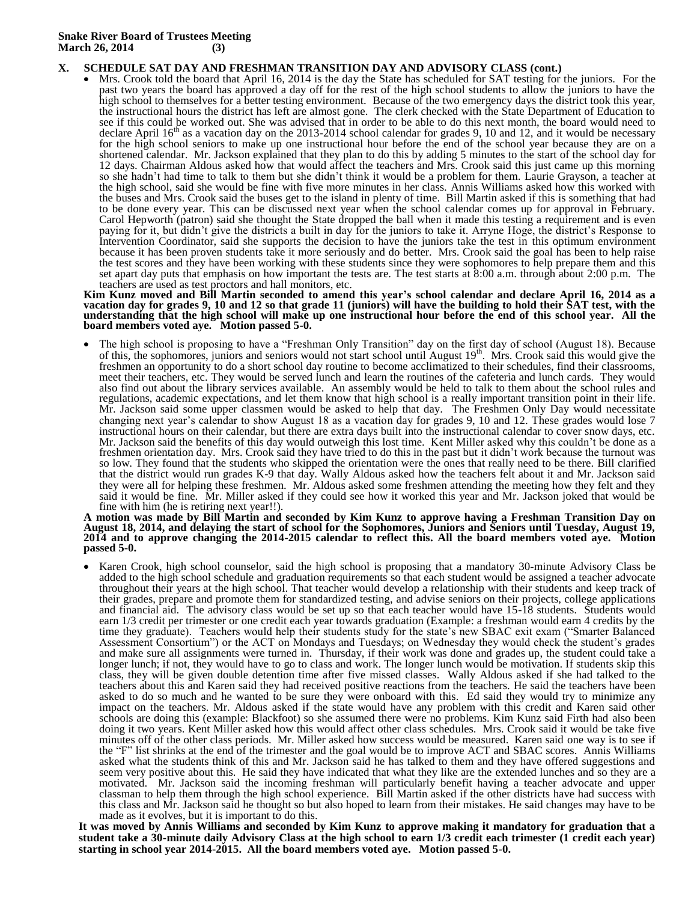## X. SCHEDULE SAT DAY AND FRESHMAN TRANSITION DAY AND ADVISORY CLASS (cont.)

- Mrs. Crook told the board that April 16, 2014 is the day the State has scheduled for SAT testing for the juniors. For the past two years the board has approved a day off for the rest of the high school students to allow the juniors to have the high school to themselves for a better testing environment. Because of the two emergency days the district took this year, the instructional hours the district has left are almost gone. The clerk checked with the State Department of Education to see if this could be worked out. She was advised that in order to be able to do this next month, the board would need to declare April 16th as a vacation day on the 2013-2014 school calendar for grades 9, 10 and 12, and it would be necessary for the high school seniors to make up one instructional hour before the end of the school year because they are on a shortened calendar. Mr. Jackson explained that they plan to do this by adding 5 minutes to the start of the school day for 12 days. Chairman Aldous asked how that would affect the teachers and Mrs. Crook said this just came up this morning so she hadn't had time to talk to them but she didn't think it would be a problem for them. Laurie Grayson, a teacher at the high school, said she would be fine with five more minutes in her class. Annis Williams asked how this worked with the buses and Mrs. Crook said the buses get to the island in plenty of time. Bill Martin asked if this is something that had to be done every year. This can be discussed next year when the school calendar comes up for approval in February. Carol Hepworth (patron) said she thought the State dropped the ball when it made this testing a requirement and is even paying for it, but didn't give the districts a built in day for the juniors to take it. Arryne Hoge, the district's Response to Intervention Coordinator, said she supports the decision to have the juniors take the test in this optimum environment because it has been proven students take it more seriously and do better. Mrs. Crook said the goal has been to help raise the test scores and they have been working with these students since they were sophomores to help prepare them and this set apart day puts that emphasis on how important the tests are. The test starts at 8:00 a.m. through about 2:00 p.m. The teachers are used as test proctors and hall monitors, etc.

**Kim Kunz moved and Bill Martin seconded to amend this year's school calendar and declare April 16, 2014 as a vacation day for grades 9, 10 and 12 so that grade 11 (juniors) will have the building to hold their SAT test, with the understanding that the high school will make up one instructional hour before the end of this school year. All the board members voted aye. Motion passed 5-0.**

- The high school is proposing to have a "Freshman Only Transition" day on the first day of school (August 18). Because of this, the sophomores, juniors and seniors would not start school until August 19th. Mrs. Crook said this would give the freshmen an opportunity to do a short school day routine to become acclimatized to their schedules, find their classrooms, meet their teachers, etc. They would be served lunch and learn the routines of the cafeteria and lunch cards. They would also find out about the library services available. An assembly would be held to talk to them about the school rules and regulations, academic expectations, and let them know that high school is a really important transition point in their life. Mr. Jackson said some upper classmen would be asked to help that day. The Freshmen Only Day would necessitate changing next year's calendar to show August 18 as a vacation day for grades 9, 10 and 12. These grades would lose 7 instructional hours on their calendar, but there are extra days built into the instructional calendar to cover snow days, etc. Mr. Jackson said the benefits of this day would outweigh this lost time. Kent Miller asked why this couldn't be done as a freshmen orientation day. Mrs. Crook said they have tried to do this in the past but it didn't work because the turnout was so low. They found that the students who skipped the orientation were the ones that really need to be there. Bill clarified that the district would run grades K-9 that day. Wally Aldous asked how the teachers felt about it and Mr. Jackson said they were all for helping these freshmen. Mr. Aldous asked some freshmen attending the meeting how they felt and they said it would be fine. Mr. Miller asked if they could see how it worked this year and Mr. Jackson joked that would be fine with him (he is retiring next year!!).

**A motion was made by Bill Martin and seconded by Kim Kunz to approve having a Freshman Transition Day on August 18, 2014, and delaying the start of school for the Sophomores, Juniors and Seniors until Tuesday, August 19, 2014 and to approve changing the 2014-2015 calendar to reflect this. All the board members voted aye. Motion passed 5-0.**

- Karen Crook, high school counselor, said the high school is proposing that a mandatory 30-minute Advisory Class be added to the high school schedule and graduation requirements so that each student would be assigned a teacher advocate throughout their years at the high school. That teacher would develop a relationship with their students and keep track of their grades, prepare and promote them for standardized testing, and advise seniors on their projects, college applications and financial aid. The advisory class would be set up so that each teacher would have 15-18 students. Students would earn 1/3 credit per trimester or one credit each year towards graduation (Example: a freshman would earn 4 credits by the time they graduate). Teachers would help their students study for the state's new SBAC exit exam ("Smarter Balanced Assessment Consortium") or the ACT on Mondays and Tuesdays; on Wednesday they would check the student's grades and make sure all assignments were turned in. Thursday, if their work was done and grades up, the student could take a longer lunch; if not, they would have to go to class and work. The longer lunch would be motivation. If students skip this class, they will be given double detention time after five missed classes. Wally Aldous asked if she had talked to the teachers about this and Karen said they had received positive reactions from the teachers. He said the teachers have been asked to do so much and he wanted to be sure they were onboard with this. Ed said they would try to minimize any impact on the teachers. Mr. Aldous asked if the state would have any problem with this credit and Karen said other schools are doing this (example: Blackfoot) so she assumed there were no problems. Kim Kunz said Firth had also been doing it two years. Kent Miller asked how this would affect other class schedules. Mrs. Crook said it would be take five minutes off of the other class periods. Mr. Miller asked how success would be measured. Karen said one way is to see if the "F" list shrinks at the end of the trimester and the goal would be to improve ACT and SBAC scores. Annis Williams asked what the students think of this and Mr. Jackson said he has talked to them and they have offered suggestions and seem very positive about this. He said they have indicated that what they like are the extended lunches and so they are a motivated. Mr. Jackson said the incoming freshman will particularly benefit having a teacher advocate and upper classman to help them through the high school experience. Bill Martin asked if the other districts have had success with this class and Mr. Jackson said he thought so but also hoped to learn from their mistakes. He said changes may have to be made as it evolves, but it is important to do this.

**It was moved by Annis Williams and seconded by Kim Kunz to approve making it mandatory for graduation that a student take a 30-minute daily Advisory Class at the high school to earn 1/3 credit each trimester (1 credit each year) starting in school year 2014-2015. All the board members voted aye. Motion passed 5-0.**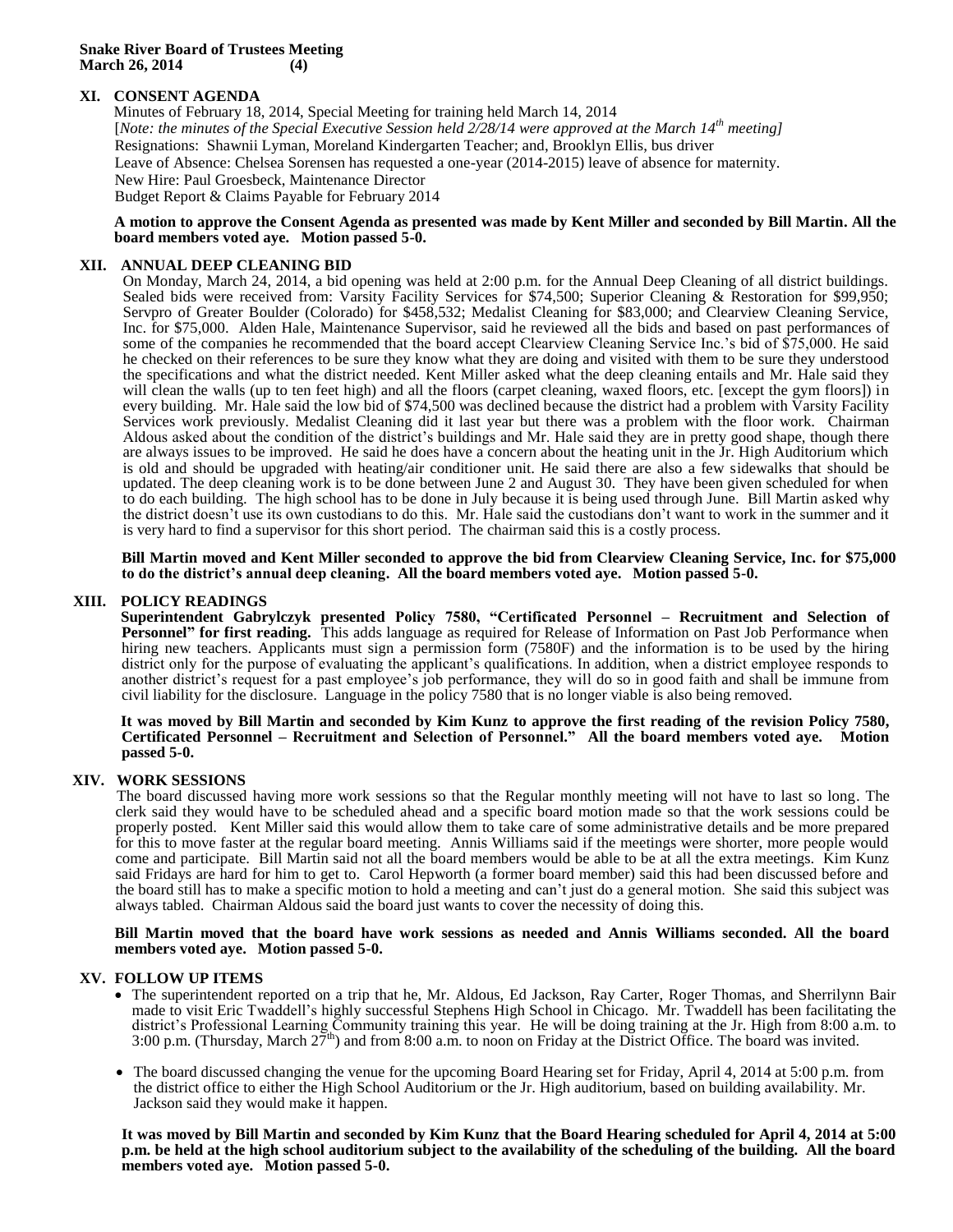## XI. CONSENT AGENDA

Minutes of February 18, 2014, Special Meeting for training held March 14, 2014
[*Note: the minutes of the Special Executive Session held 2/28/14 were approved at the March 14th meeting]*
Resignations: Shawnii Lyman, Moreland Kindergarten Teacher; and, Brooklyn Ellis, bus driver
Leave of Absence: Chelsea Sorensen has requested a one-year (2014-2015) leave of absence for maternity.
New Hire: Paul Groesbeck, Maintenance Director
Budget Report & Claims Payable for February 2014

**A motion to approve the Consent Agenda as presented was made by Kent Miller and seconded by Bill Martin. All the board members voted aye. Motion passed 5-0.**

## XII. ANNUAL DEEP CLEANING BID

On Monday, March 24, 2014, a bid opening was held at 2:00 p.m. for the Annual Deep Cleaning of all district buildings. Sealed bids were received from: Varsity Facility Services for $74,500; Superior Cleaning & Restoration for $99,950; Servpro of Greater Boulder (Colorado) for $458,532; Medalist Cleaning for $83,000; and Clearview Cleaning Service, Inc. for $75,000. Alden Hale, Maintenance Supervisor, said he reviewed all the bids and based on past performances of some of the companies he recommended that the board accept Clearview Cleaning Service Inc.'s bid of $75,000. He said he checked on their references to be sure they know what they are doing and visited with them to be sure they understood the specifications and what the district needed. Kent Miller asked what the deep cleaning entails and Mr. Hale said they will clean the walls (up to ten feet high) and all the floors (carpet cleaning, waxed floors, etc. [except the gym floors]) in every building. Mr. Hale said the low bid of $74,500 was declined because the district had a problem with Varsity Facility Services work previously. Medalist Cleaning did it last year but there was a problem with the floor work. Chairman Aldous asked about the condition of the district's buildings and Mr. Hale said they are in pretty good shape, though there are always issues to be improved. He said he does have a concern about the heating unit in the Jr. High Auditorium which is old and should be upgraded with heating/air conditioner unit. He said there are also a few sidewalks that should be updated. The deep cleaning work is to be done between June 2 and August 30. They have been given scheduled for when to do each building. The high school has to be done in July because it is being used through June. Bill Martin asked why the district doesn't use its own custodians to do this. Mr. Hale said the custodians don't want to work in the summer and it is very hard to find a supervisor for this short period. The chairman said this is a costly process.

**Bill Martin moved and Kent Miller seconded to approve the bid from Clearview Cleaning Service, Inc. for $75,000 to do the district's annual deep cleaning. All the board members voted aye. Motion passed 5-0.**

## XIII. POLICY READINGS

**Superintendent Gabrylczyk presented Policy 7580, "Certificated Personnel – Recruitment and Selection of Personnel" for first reading.** This adds language as required for Release of Information on Past Job Performance when hiring new teachers. Applicants must sign a permission form (7580F) and the information is to be used by the hiring district only for the purpose of evaluating the applicant's qualifications. In addition, when a district employee responds to another district's request for a past employee's job performance, they will do so in good faith and shall be immune from civil liability for the disclosure. Language in the policy 7580 that is no longer viable is also being removed.

**It was moved by Bill Martin and seconded by Kim Kunz to approve the first reading of the revision Policy 7580, Certificated Personnel – Recruitment and Selection of Personnel." All the board members voted aye. Motion passed 5-0.**

## XIV. WORK SESSIONS

The board discussed having more work sessions so that the Regular monthly meeting will not have to last so long. The clerk said they would have to be scheduled ahead and a specific board motion made so that the work sessions could be properly posted. Kent Miller said this would allow them to take care of some administrative details and be more prepared for this to move faster at the regular board meeting. Annis Williams said if the meetings were shorter, more people would come and participate. Bill Martin said not all the board members would be able to be at all the extra meetings. Kim Kunz said Fridays are hard for him to get to. Carol Hepworth (a former board member) said this had been discussed before and the board still has to make a specific motion to hold a meeting and can't just do a general motion. She said this subject was always tabled. Chairman Aldous said the board just wants to cover the necessity of doing this.

**Bill Martin moved that the board have work sessions as needed and Annis Williams seconded. All the board members voted aye. Motion passed 5-0.**

## XV. FOLLOW UP ITEMS

- The superintendent reported on a trip that he, Mr. Aldous, Ed Jackson, Ray Carter, Roger Thomas, and Sherrilynn Bair made to visit Eric Twaddell's highly successful Stephens High School in Chicago. Mr. Twaddell has been facilitating the district's Professional Learning Community training this year. He will be doing training at the Jr. High from 8:00 a.m. to 3:00 p.m. (Thursday, March 27th) and from 8:00 a.m. to noon on Friday at the District Office. The board was invited.
- The board discussed changing the venue for the upcoming Board Hearing set for Friday, April 4, 2014 at 5:00 p.m. from the district office to either the High School Auditorium or the Jr. High auditorium, based on building availability. Mr. Jackson said they would make it happen.

**It was moved by Bill Martin and seconded by Kim Kunz that the Board Hearing scheduled for April 4, 2014 at 5:00 p.m. be held at the high school auditorium subject to the availability of the scheduling of the building. All the board members voted aye. Motion passed 5-0.**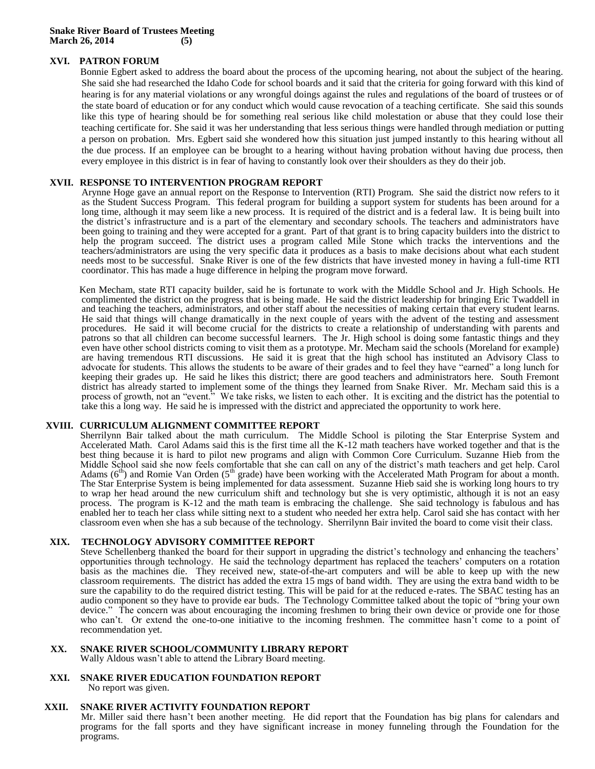## XVI. PATRON FORUM

Bonnie Egbert asked to address the board about the process of the upcoming hearing, not about the subject of the hearing. She said she had researched the Idaho Code for school boards and it said that the criteria for going forward with this kind of hearing is for any material violations or any wrongful doings against the rules and regulations of the board of trustees or of the state board of education or for any conduct which would cause revocation of a teaching certificate. She said this sounds like this type of hearing should be for something real serious like child molestation or abuse that they could lose their teaching certificate for. She said it was her understanding that less serious things were handled through mediation or putting a person on probation. Mrs. Egbert said she wondered how this situation just jumped instantly to this hearing without all the due process. If an employee can be brought to a hearing without having probation without having due process, then every employee in this district is in fear of having to constantly look over their shoulders as they do their job.

## XVII. RESPONSE TO INTERVENTION PROGRAM REPORT

Arynne Hoge gave an annual report on the Response to Intervention (RTI) Program. She said the district now refers to it as the Student Success Program. This federal program for building a support system for students has been around for a long time, although it may seem like a new process. It is required of the district and is a federal law. It is being built into the district's infrastructure and is a part of the elementary and secondary schools. The teachers and administrators have been going to training and they were accepted for a grant. Part of that grant is to bring capacity builders into the district to help the program succeed. The district uses a program called Mile Stone which tracks the interventions and the teachers/administrators are using the very specific data it produces as a basis to make decisions about what each student needs most to be successful. Snake River is one of the few districts that have invested money in having a full-time RTI coordinator. This has made a huge difference in helping the program move forward.

Ken Mecham, state RTI capacity builder, said he is fortunate to work with the Middle School and Jr. High Schools. He complimented the district on the progress that is being made. He said the district leadership for bringing Eric Twaddell in and teaching the teachers, administrators, and other staff about the necessities of making certain that every student learns. He said that things will change dramatically in the next couple of years with the advent of the testing and assessment procedures. He said it will become crucial for the districts to create a relationship of understanding with parents and patrons so that all children can become successful learners. The Jr. High school is doing some fantastic things and they even have other school districts coming to visit them as a prototype. Mr. Mecham said the schools (Moreland for example) are having tremendous RTI discussions. He said it is great that the high school has instituted an Advisory Class to advocate for students. This allows the students to be aware of their grades and to feel they have "earned" a long lunch for keeping their grades up. He said he likes this district; there are good teachers and administrators here. South Fremont district has already started to implement some of the things they learned from Snake River. Mr. Mecham said this is a process of growth, not an "event." We take risks, we listen to each other. It is exciting and the district has the potential to take this a long way. He said he is impressed with the district and appreciated the opportunity to work here.

## XVIII. CURRICULUM ALIGNMENT COMMITTEE REPORT

Sherrilynn Bair talked about the math curriculum. The Middle School is piloting the Star Enterprise System and Accelerated Math. Carol Adams said this is the first time all the K-12 math teachers have worked together and that is the best thing because it is hard to pilot new programs and align with Common Core Curriculum. Suzanne Hieb from the Middle School said she now feels comfortable that she can call on any of the district's math teachers and get help. Carol Adams (6th) and Romie Van Orden (5th grade) have been working with the Accelerated Math Program for about a month. The Star Enterprise System is being implemented for data assessment. Suzanne Hieb said she is working long hours to try to wrap her head around the new curriculum shift and technology but she is very optimistic, although it is not an easy process. The program is K-12 and the math team is embracing the challenge. She said technology is fabulous and has enabled her to teach her class while sitting next to a student who needed her extra help. Carol said she has contact with her classroom even when she has a sub because of the technology. Sherrilynn Bair invited the board to come visit their class.

## XIX. TECHNOLOGY ADVISORY COMMITTEE REPORT

Steve Schellenberg thanked the board for their support in upgrading the district's technology and enhancing the teachers' opportunities through technology. He said the technology department has replaced the teachers' computers on a rotation basis as the machines die. They received new, state-of-the-art computers and will be able to keep up with the new classroom requirements. The district has added the extra 15 mgs of band width. They are using the extra band width to be sure the capability to do the required district testing. This will be paid for at the reduced e-rates. The SBAC testing has an audio component so they have to provide ear buds. The Technology Committee talked about the topic of "bring your own device." The concern was about encouraging the incoming freshmen to bring their own device or provide one for those who can't. Or extend the one-to-one initiative to the incoming freshmen. The committee hasn't come to a point of recommendation yet.

## XX. SNAKE RIVER SCHOOL/COMMUNITY LIBRARY REPORT

Wally Aldous wasn't able to attend the Library Board meeting.

## XXI. SNAKE RIVER EDUCATION FOUNDATION REPORT

No report was given.

## XXII. SNAKE RIVER ACTIVITY FOUNDATION REPORT

Mr. Miller said there hasn't been another meeting. He did report that the Foundation has big plans for calendars and programs for the fall sports and they have significant increase in money funneling through the Foundation for the programs.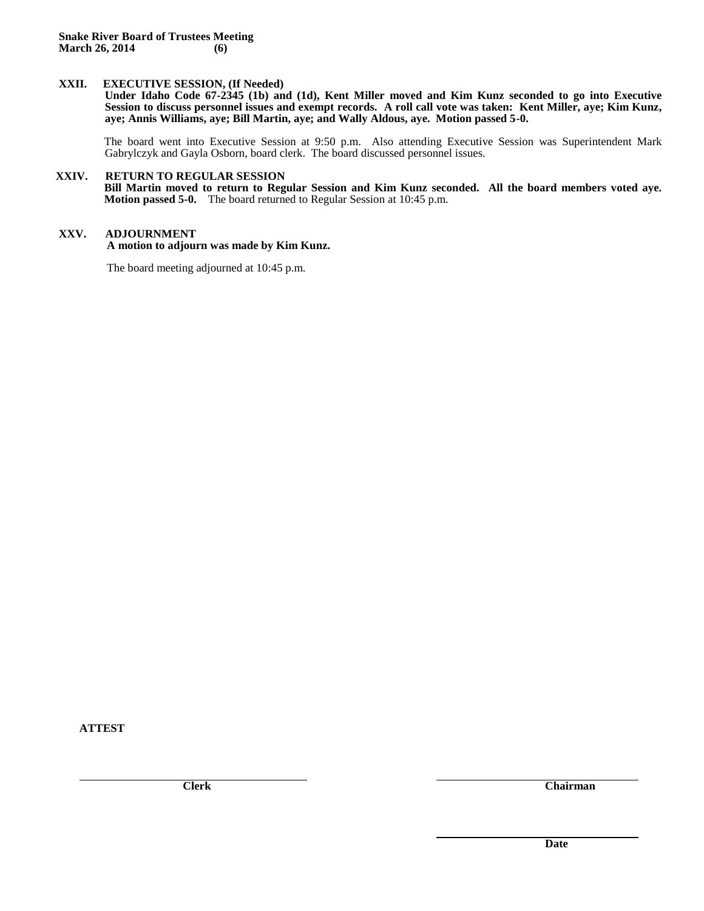**XXII. EXECUTIVE SESSION, (If Needed)**

**Under Idaho Code 67-2345 (1b) and (1d), Kent Miller moved and Kim Kunz seconded to go into Executive Session to discuss personnel issues and exempt records. A roll call vote was taken: Kent Miller, aye; Kim Kunz, aye; Annis Williams, aye; Bill Martin, aye; and Wally Aldous, aye. Motion passed 5-0.**

The board went into Executive Session at 9:50 p.m. Also attending Executive Session was Superintendent Mark Gabrylczyk and Gayla Osborn, board clerk. The board discussed personnel issues.

**XXIV. RETURN TO REGULAR SESSION**

**Bill Martin moved to return to Regular Session and Kim Kunz seconded. All the board members voted aye. Motion passed 5-0.** The board returned to Regular Session at 10:45 p.m.

**XXV. ADJOURNMENT**

**A motion to adjourn was made by Kim Kunz.**

The board meeting adjourned at 10:45 p.m.

**ATTEST**

______________________________ **Clerk**

______________________________ **Chairman**

______________________________ **Date**